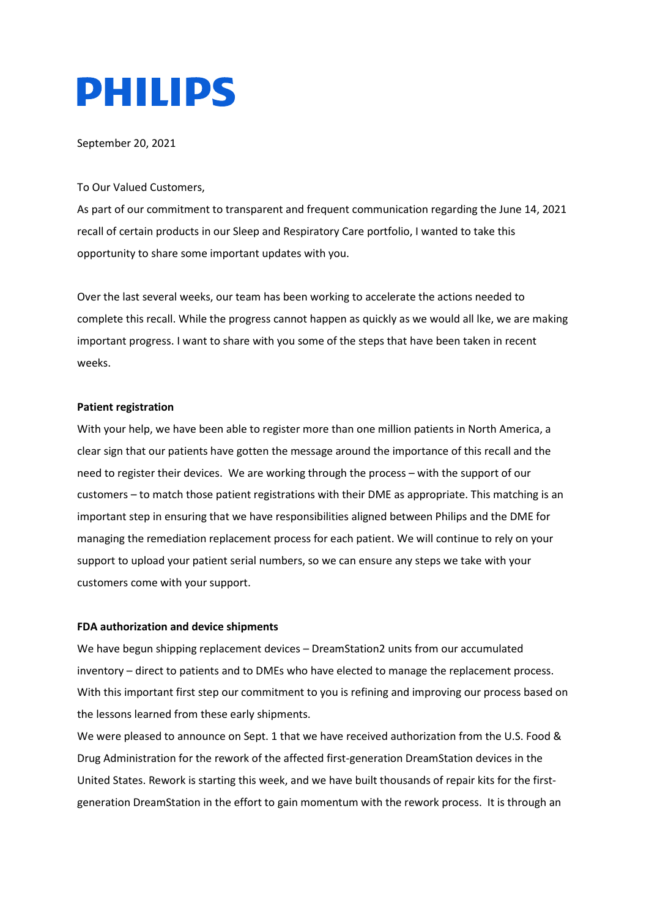# PHILIPS

September 20, 2021

To Our Valued Customers,

As part of our commitment to transparent and frequent communication regarding the June 14, 2021 recall of certain products in our Sleep and Respiratory Care portfolio, I wanted to take this opportunity to share some important updates with you.

Over the last several weeks, our team has been working to accelerate the actions needed to complete this recall. While the progress cannot happen as quickly as we would all lke, we are making important progress. I want to share with you some of the steps that have been taken in recent weeks.

**Patient registration**

With your help, we have been able to register more than one million patients in North America, a clear sign that our patients have gotten the message around the importance of this recall and the need to register their devices. We are working through the process – with the support of our customers – to match those patient registrations with their DME as appropriate. This matching is an important step in ensuring that we have responsibilities aligned between Philips and the DME for managing the remediation replacement process for each patient. We will continue to rely on your support to upload your patient serial numbers, so we can ensure any steps we take with your customers come with your support.

**FDA authorization and device shipments**

We have begun shipping replacement devices – DreamStation2 units from our accumulated inventory – direct to patients and to DMEs who have elected to manage the replacement process. With this important first step our commitment to you is refining and improving our process based on the lessons learned from these early shipments.

We were pleased to announce on Sept. 1 that we have received authorization from the U.S. Food & Drug Administration for the rework of the affected first-generation DreamStation devices in the United States. Rework is starting this week, and we have built thousands of repair kits for the first-generation DreamStation in the effort to gain momentum with the rework process. It is through an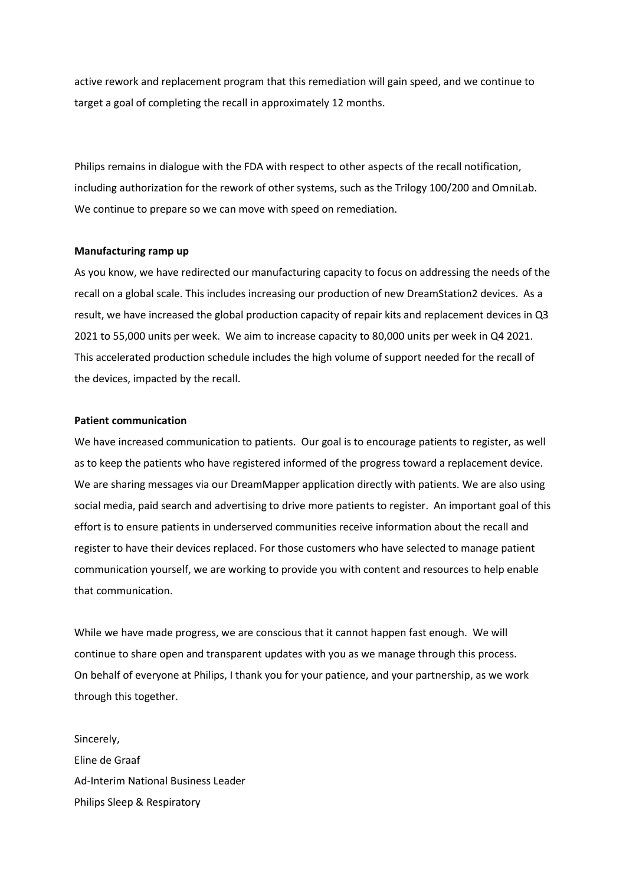active rework and replacement program that this remediation will gain speed, and we continue to target a goal of completing the recall in approximately 12 months.

Philips remains in dialogue with the FDA with respect to other aspects of the recall notification, including authorization for the rework of other systems, such as the Trilogy 100/200 and OmniLab. We continue to prepare so we can move with speed on remediation.

**Manufacturing ramp up**

As you know, we have redirected our manufacturing capacity to focus on addressing the needs of the recall on a global scale. This includes increasing our production of new DreamStation2 devices. As a result, we have increased the global production capacity of repair kits and replacement devices in Q3 2021 to 55,000 units per week. We aim to increase capacity to 80,000 units per week in Q4 2021. This accelerated production schedule includes the high volume of support needed for the recall of the devices, impacted by the recall.

**Patient communication**

We have increased communication to patients. Our goal is to encourage patients to register, as well as to keep the patients who have registered informed of the progress toward a replacement device. We are sharing messages via our DreamMapper application directly with patients. We are also using social media, paid search and advertising to drive more patients to register. An important goal of this effort is to ensure patients in underserved communities receive information about the recall and register to have their devices replaced. For those customers who have selected to manage patient communication yourself, we are working to provide you with content and resources to help enable that communication.

While we have made progress, we are conscious that it cannot happen fast enough. We will continue to share open and transparent updates with you as we manage through this process. On behalf of everyone at Philips, I thank you for your patience, and your partnership, as we work through this together.

Sincerely,
Eline de Graaf
Ad-Interim National Business Leader
Philips Sleep & Respiratory